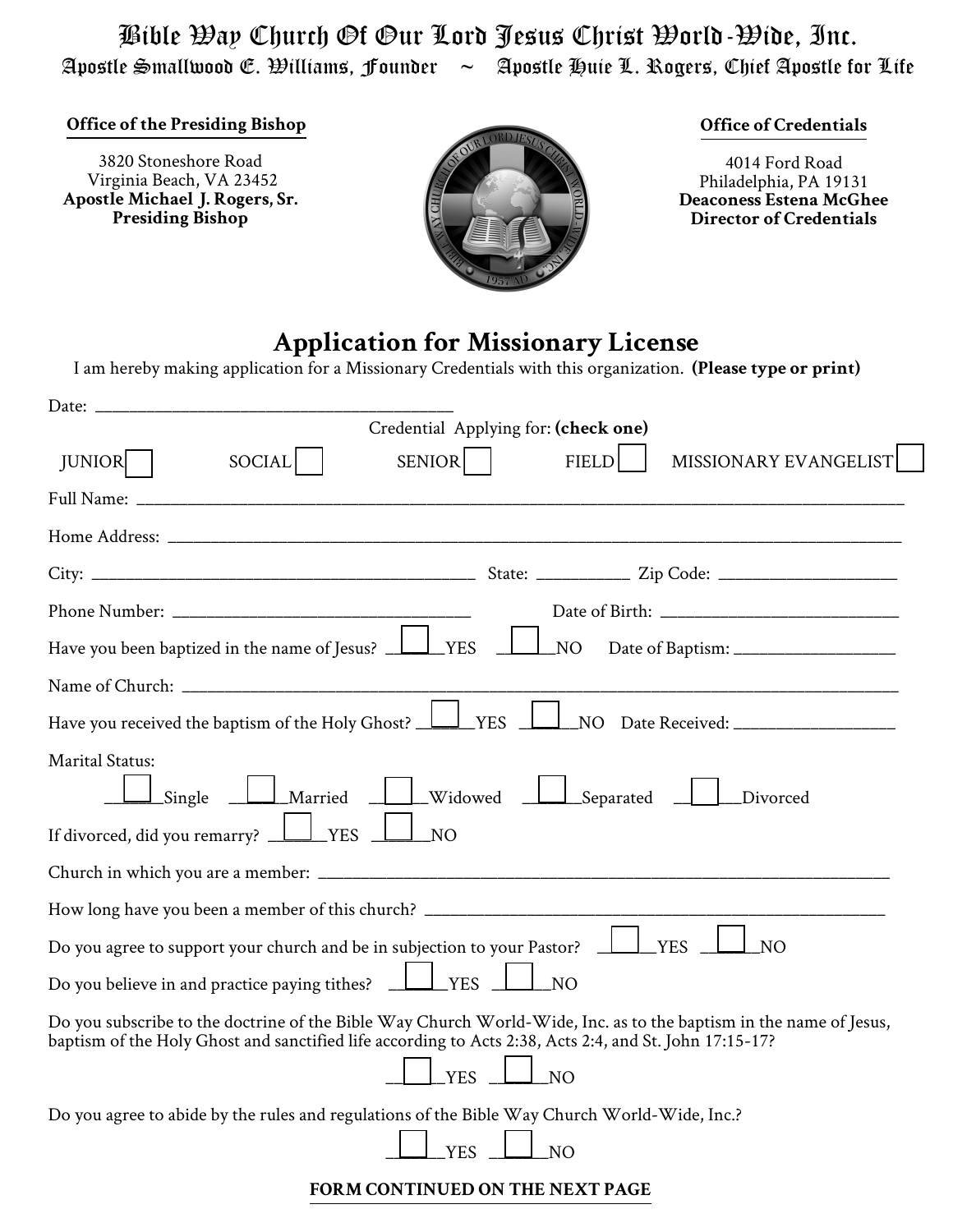# Bible Way Church Of Our Lord Jesus Christ World-Wide, Inc.

Apostle Smallwood E. Williams, Founder ~ Apostle Huie L. Rogers, Chief Apostle for Life

**Office of the Presiding Bishop**

3820 Stoneshore Road
Virginia Beach, VA 23452
**Apostle Michael J. Rogers, Sr.**
**Presiding Bishop**

**Office of Credentials**

4014 Ford Road
Philadelphia, PA 19131
**Deaconess Estena McGhee**
**Director of Credentials**

## Application for Missionary License

I am hereby making application for a Missionary Credentials with this organization. **(Please type or print)**

Date: ______________________________

Credential Applying for: **(check one)**

JUNIOR ☐ SOCIAL ☐ SENIOR ☐ FIELD ☐ MISSIONARY EVANGELIST ☐

Full Name: ______________________________

Home Address: ______________________________

City: ______________________________ State: __________ Zip Code: ______________

Phone Number: ______________________ Date of Birth: ______________________

Have you been baptized in the name of Jesus? ☐ YES ☐ NO Date of Baptism: ______________

Name of Church: ______________________________

Have you received the baptism of the Holy Ghost? ☐ YES ☐ NO Date Received: ______________

Marital Status:

☐ Single ☐ Married ☐ Widowed ☐ Separated ☐ Divorced

If divorced, did you remarry? ☐ YES ☐ NO

Church in which you are a member: ______________________________

How long have you been a member of this church? ______________________________

Do you agree to support your church and be in subjection to your Pastor? ☐ YES ☐ NO

Do you believe in and practice paying tithes? ☐ YES ☐ NO

Do you subscribe to the doctrine of the Bible Way Church World-Wide, Inc. as to the baptism in the name of Jesus, baptism of the Holy Ghost and sanctified life according to Acts 2:38, Acts 2:4, and St. John 17:15-17?

☐ YES ☐ NO

Do you agree to abide by the rules and regulations of the Bible Way Church World-Wide, Inc.?

☐ YES ☐ NO

**FORM CONTINUED ON THE NEXT PAGE**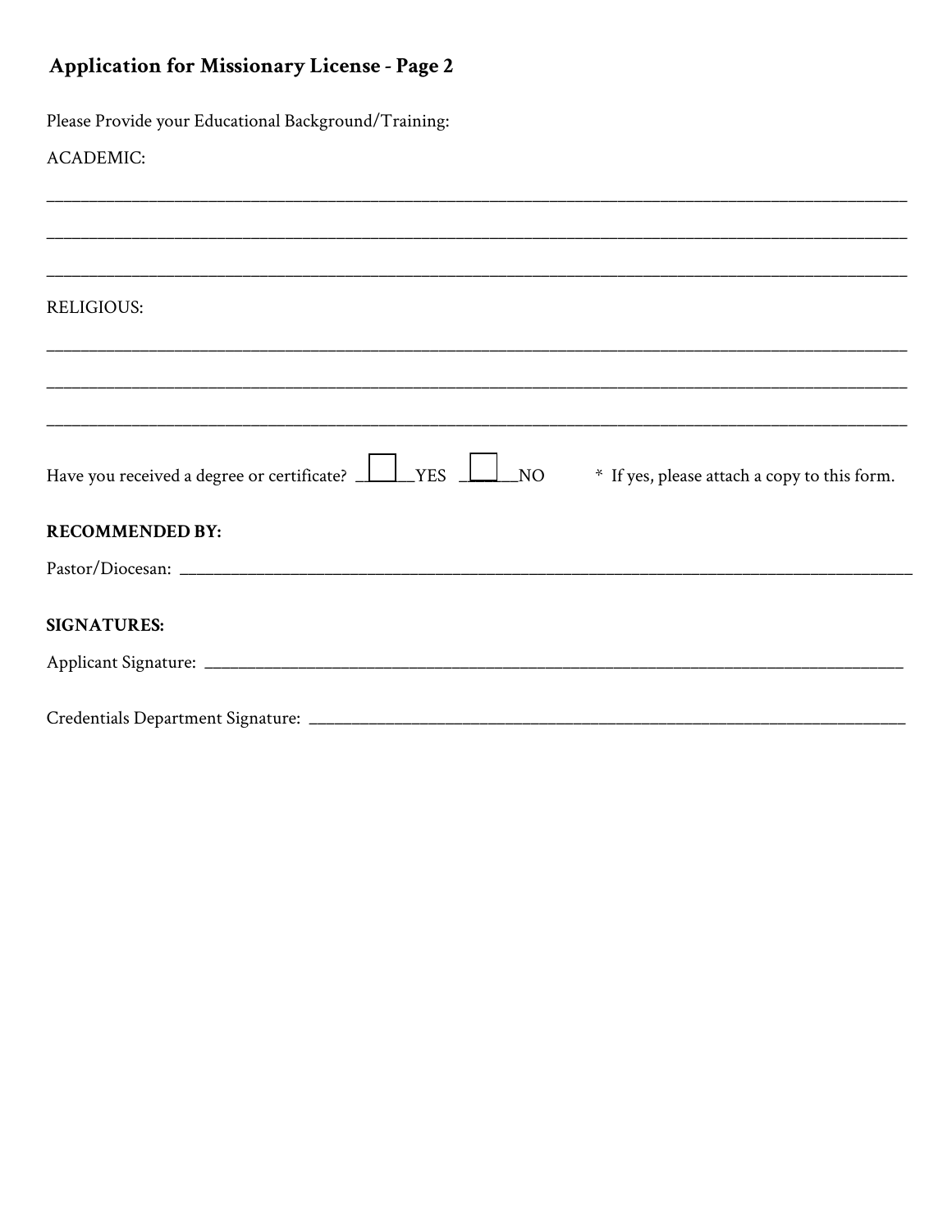## Application for Missionary License - Page 2

Please Provide your Educational Background/Training:

ACADEMIC:

______________________________________________________________________________

______________________________________________________________________________

______________________________________________________________________________

RELIGIOUS:

______________________________________________________________________________

______________________________________________________________________________

______________________________________________________________________________

Have you received a degree or certificate? ☐ YES ☐ NO * If yes, please attach a copy to this form.

**RECOMMENDED BY:**

Pastor/Diocesan: ______________________________________________________________

**SIGNATURES:**

Applicant Signature: ___________________________________________________________

Credentials Department Signature: _______________________________________________